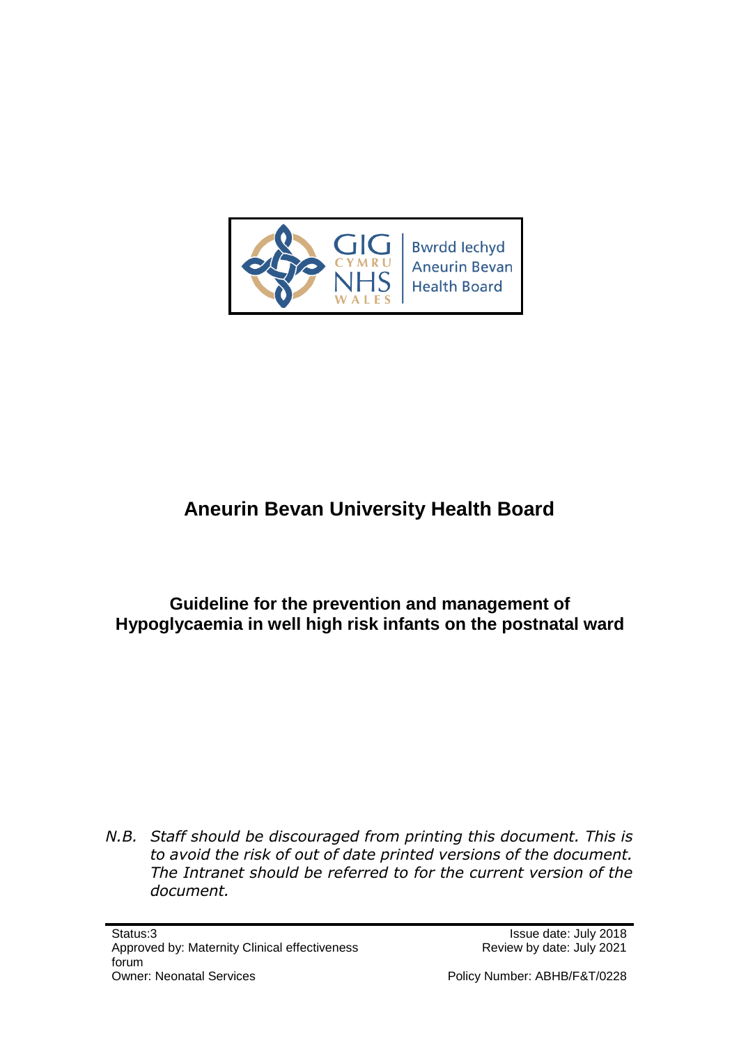GIG CYMRU NHS WALES | Bwrdd Iechyd Aneurin Bevan Health Board

# Aneurin Bevan University Health Board

## Guideline for the prevention and management of Hypoglycaemia in well high risk infants on the postnatal ward

*N.B. Staff should be discouraged from printing this document. This is to avoid the risk of out of date printed versions of the document. The Intranet should be referred to for the current version of the document.*

Status:3
Approved by: Maternity Clinical effectiveness forum
Owner: Neonatal Services

Issue date: July 2018
Review by date: July 2021

Policy Number: ABHB/F&T/0228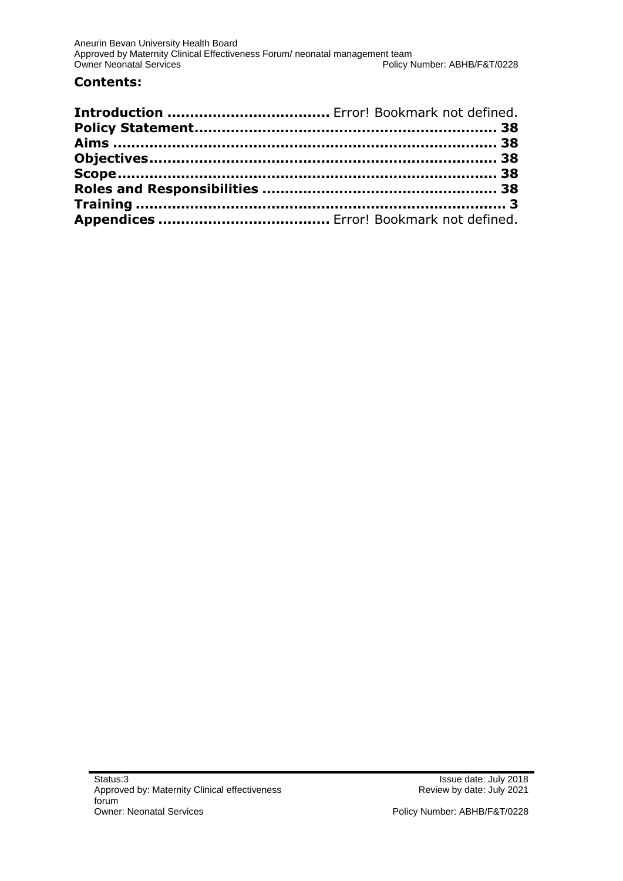## Contents:

**Introduction** .................................. Error! Bookmark not defined.
**Policy Statement**................................................................. **38**
**Aims** ................................................................................ **38**
**Objectives**.......................................................................... **38**
**Scope**................................................................................. **38**
**Roles and Responsibilities** .................................................. **38**
**Training** ............................................................................. **3**
**Appendices** .................................... Error! Bookmark not defined.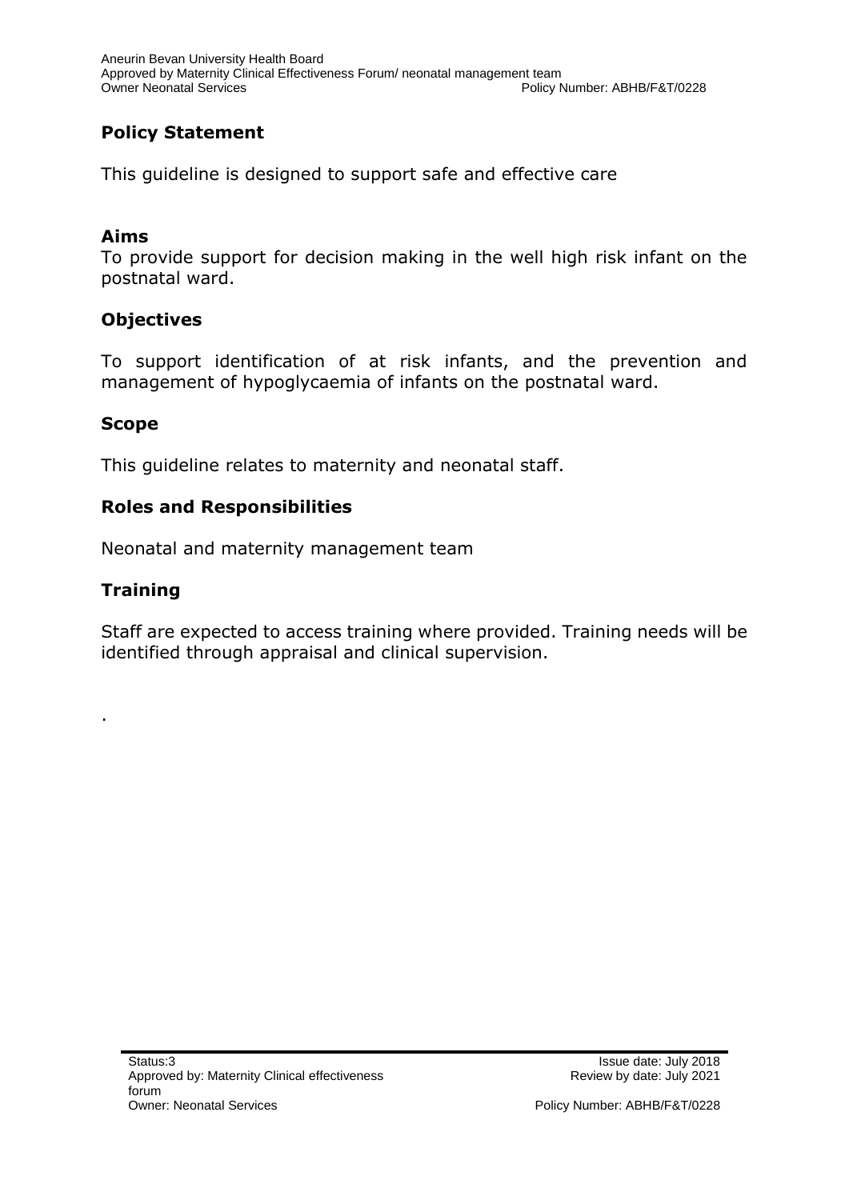## Policy Statement

This guideline is designed to support safe and effective care

## Aims

To provide support for decision making in the well high risk infant on the postnatal ward.

## Objectives

To support identification of at risk infants, and the prevention and management of hypoglycaemia of infants on the postnatal ward.

## Scope

This guideline relates to maternity and neonatal staff.

## Roles and Responsibilities

Neonatal and maternity management team

## Training

Staff are expected to access training where provided. Training needs will be identified through appraisal and clinical supervision.

.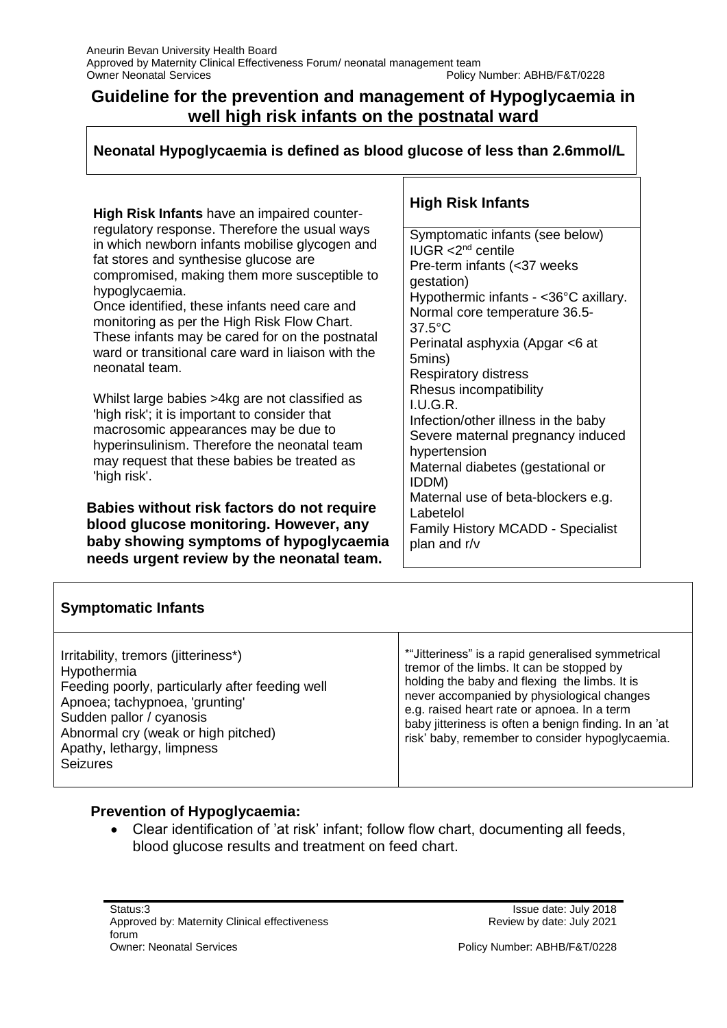# Guideline for the prevention and management of Hypoglycaemia in well high risk infants on the postnatal ward

**Neonatal Hypoglycaemia is defined as blood glucose of less than 2.6mmol/L**

**High Risk Infants** have an impaired counter-regulatory response. Therefore the usual ways in which newborn infants mobilise glycogen and fat stores and synthesise glucose are compromised, making them more susceptible to hypoglycaemia.

Once identified, these infants need care and monitoring as per the High Risk Flow Chart. These infants may be cared for on the postnatal ward or transitional care ward in liaison with the neonatal team.

Whilst large babies >4kg are not classified as 'high risk'; it is important to consider that macrosomic appearances may be due to hyperinsulinism. Therefore the neonatal team may request that these babies be treated as 'high risk'.

**Babies without risk factors do not require blood glucose monitoring. However, any baby showing symptoms of hypoglycaemia needs urgent review by the neonatal team.**

| High Risk Infants |
|---|
| Symptomatic infants (see below)<br>IUGR <2nd centile<br>Pre-term infants (<37 weeks gestation)<br>Hypothermic infants - <36°C axillary. Normal core temperature 36.5-37.5°C<br>Perinatal asphyxia (Apgar <6 at 5mins)<br>Respiratory distress<br>Rhesus incompatibility<br>I.U.G.R.<br>Infection/other illness in the baby<br>Severe maternal pregnancy induced hypertension<br>Maternal diabetes (gestational or IDDM)<br>Maternal use of beta-blockers e.g. Labetelol<br>Family History MCADD - Specialist plan and r/v |

| Symptomatic Infants | |
|---|---|
| Irritability, tremors (jitteriness*)<br>Hypothermia<br>Feeding poorly, particularly after feeding well<br>Apnoea; tachypnoea, 'grunting'<br>Sudden pallor / cyanosis<br>Abnormal cry (weak or high pitched)<br>Apathy, lethargy, limpness<br>Seizures | *"Jitteriness" is a rapid generalised symmetrical tremor of the limbs. It can be stopped by holding the baby and flexing the limbs. It is never accompanied by physiological changes e.g. raised heart rate or apnoea. In a term baby jitteriness is often a benign finding. In an 'at risk' baby, remember to consider hypoglycaemia. |

**Prevention of Hypoglycaemia:**

- Clear identification of 'at risk' infant; follow flow chart, documenting all feeds, blood glucose results and treatment on feed chart.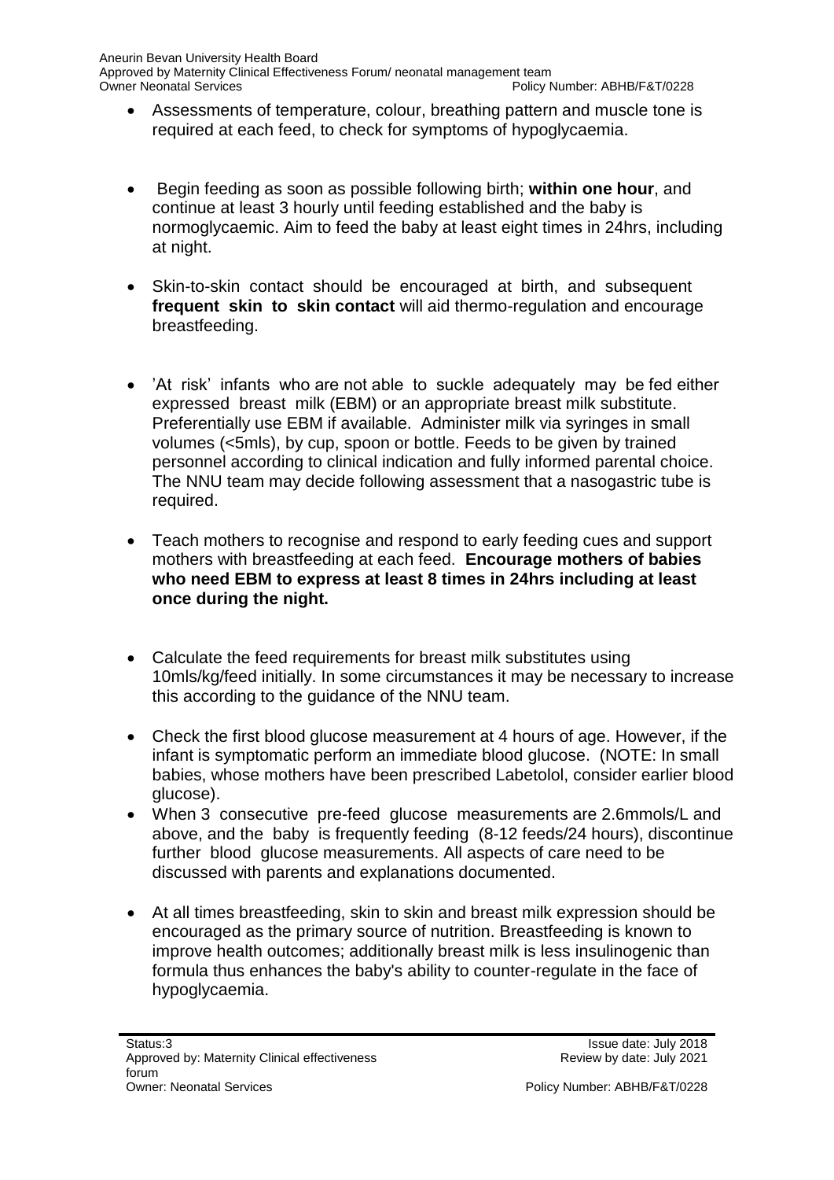- Assessments of temperature, colour, breathing pattern and muscle tone is required at each feed, to check for symptoms of hypoglycaemia.

- Begin feeding as soon as possible following birth; **within one hour**, and continue at least 3 hourly until feeding established and the baby is normoglycaemic. Aim to feed the baby at least eight times in 24hrs, including at night.

- Skin-to-skin contact should be encouraged at birth, and subsequent **frequent skin to skin contact** will aid thermo-regulation and encourage breastfeeding.

- 'At risk' infants who are not able to suckle adequately may be fed either expressed breast milk (EBM) or an appropriate breast milk substitute. Preferentially use EBM if available. Administer milk via syringes in small volumes (<5mls), by cup, spoon or bottle. Feeds to be given by trained personnel according to clinical indication and fully informed parental choice. The NNU team may decide following assessment that a nasogastric tube is required.

- Teach mothers to recognise and respond to early feeding cues and support mothers with breastfeeding at each feed. **Encourage mothers of babies who need EBM to express at least 8 times in 24hrs including at least once during the night.**

- Calculate the feed requirements for breast milk substitutes using 10mls/kg/feed initially. In some circumstances it may be necessary to increase this according to the guidance of the NNU team.

- Check the first blood glucose measurement at 4 hours of age. However, if the infant is symptomatic perform an immediate blood glucose. (NOTE: In small babies, whose mothers have been prescribed Labetolol, consider earlier blood glucose).
- When 3 consecutive pre-feed glucose measurements are 2.6mmols/L and above, and the baby is frequently feeding (8-12 feeds/24 hours), discontinue further blood glucose measurements. All aspects of care need to be discussed with parents and explanations documented.

- At all times breastfeeding, skin to skin and breast milk expression should be encouraged as the primary source of nutrition. Breastfeeding is known to improve health outcomes; additionally breast milk is less insulinogenic than formula thus enhances the baby's ability to counter-regulate in the face of hypoglycaemia.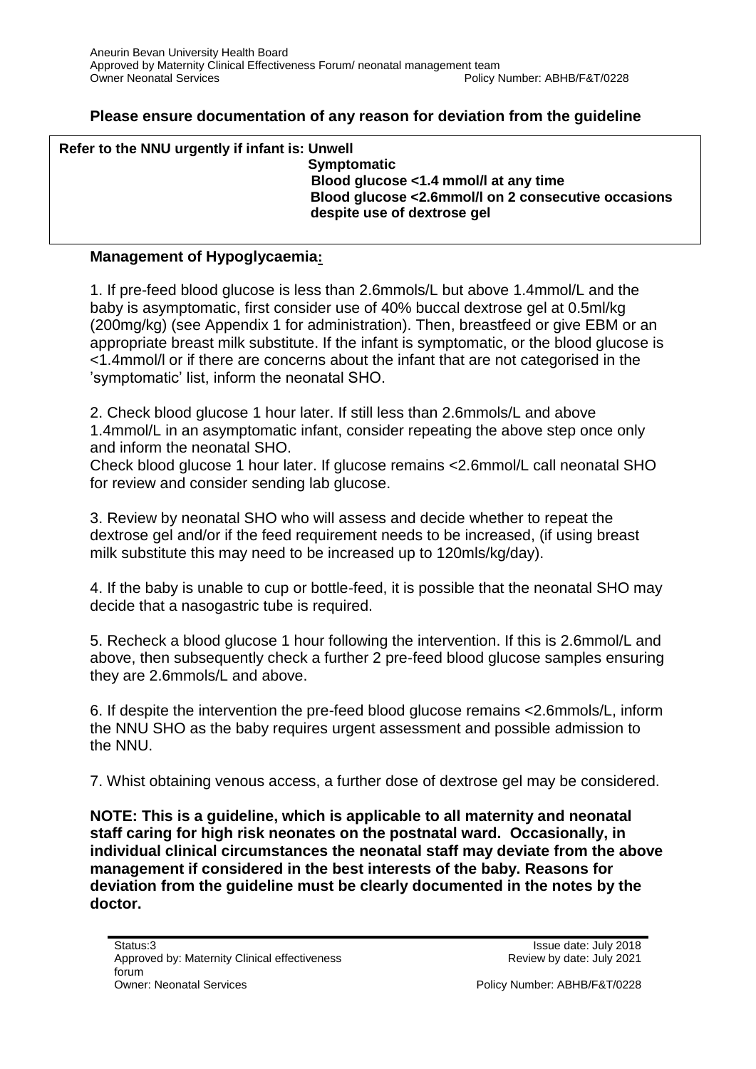**Please ensure documentation of any reason for deviation from the guideline**

**Refer to the NNU urgently if infant is: Unwell**
**Symptomatic**
**Blood glucose <1.4 mmol/l at any time**
**Blood glucose <2.6mmol/l on 2 consecutive occasions despite use of dextrose gel**

**Management of Hypoglycaemia:**

1. If pre-feed blood glucose is less than 2.6mmols/L but above 1.4mmol/L and the baby is asymptomatic, first consider use of 40% buccal dextrose gel at 0.5ml/kg (200mg/kg) (see Appendix 1 for administration). Then, breastfeed or give EBM or an appropriate breast milk substitute. If the infant is symptomatic, or the blood glucose is <1.4mmol/l or if there are concerns about the infant that are not categorised in the 'symptomatic' list, inform the neonatal SHO.

2. Check blood glucose 1 hour later. If still less than 2.6mmols/L and above 1.4mmol/L in an asymptomatic infant, consider repeating the above step once only and inform the neonatal SHO.
Check blood glucose 1 hour later. If glucose remains <2.6mmol/L call neonatal SHO for review and consider sending lab glucose.

3. Review by neonatal SHO who will assess and decide whether to repeat the dextrose gel and/or if the feed requirement needs to be increased, (if using breast milk substitute this may need to be increased up to 120mls/kg/day).

4. If the baby is unable to cup or bottle-feed, it is possible that the neonatal SHO may decide that a nasogastric tube is required.

5. Recheck a blood glucose 1 hour following the intervention. If this is 2.6mmol/L and above, then subsequently check a further 2 pre-feed blood glucose samples ensuring they are 2.6mmols/L and above.

6. If despite the intervention the pre-feed blood glucose remains <2.6mmols/L, inform the NNU SHO as the baby requires urgent assessment and possible admission to the NNU.

7. Whist obtaining venous access, a further dose of dextrose gel may be considered.

**NOTE: This is a guideline, which is applicable to all maternity and neonatal staff caring for high risk neonates on the postnatal ward. Occasionally, in individual clinical circumstances the neonatal staff may deviate from the above management if considered in the best interests of the baby. Reasons for deviation from the guideline must be clearly documented in the notes by the doctor.**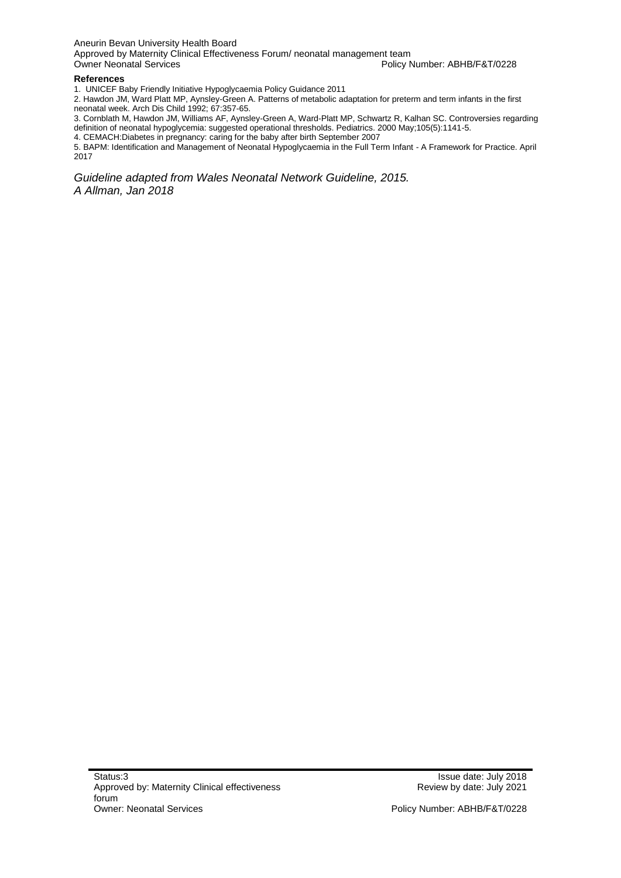**References**

1. UNICEF Baby Friendly Initiative Hypoglycaemia Policy Guidance 2011
2. Hawdon JM, Ward Platt MP, Aynsley-Green A. Patterns of metabolic adaptation for preterm and term infants in the first neonatal week. Arch Dis Child 1992; 67:357-65.
3. Cornblath M, Hawdon JM, Williams AF, Aynsley-Green A, Ward-Platt MP, Schwartz R, Kalhan SC. Controversies regarding definition of neonatal hypoglycemia: suggested operational thresholds. Pediatrics. 2000 May;105(5):1141-5.
4. CEMACH:Diabetes in pregnancy: caring for the baby after birth September 2007
5. BAPM: Identification and Management of Neonatal Hypoglycaemia in the Full Term Infant - A Framework for Practice. April 2017

*Guideline adapted from Wales Neonatal Network Guideline, 2015.*
*A Allman, Jan 2018*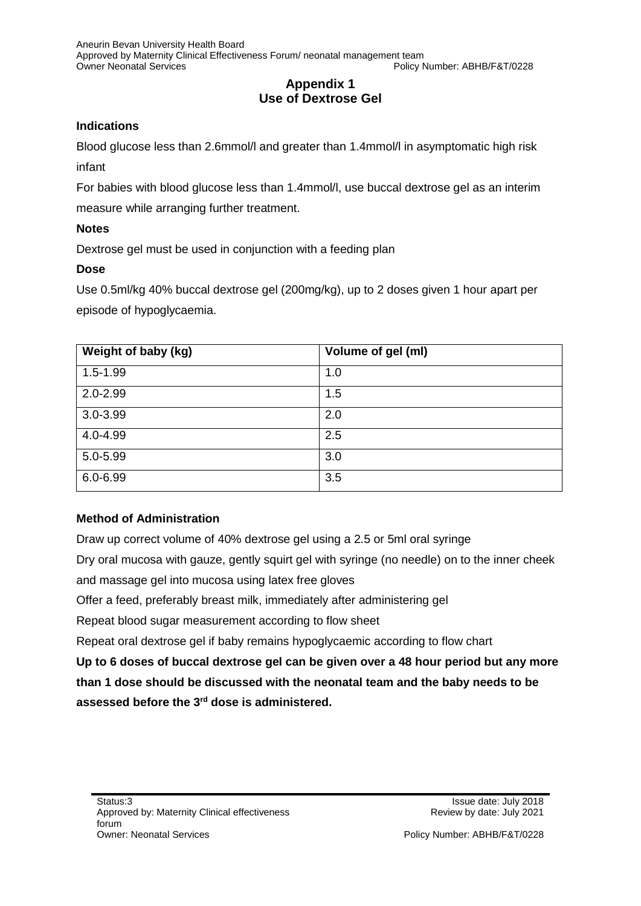## Appendix 1
## Use of Dextrose Gel

**Indications**

Blood glucose less than 2.6mmol/l and greater than 1.4mmol/l in asymptomatic high risk infant

For babies with blood glucose less than 1.4mmol/l, use buccal dextrose gel as an interim measure while arranging further treatment.

**Notes**

Dextrose gel must be used in conjunction with a feeding plan

**Dose**

Use 0.5ml/kg 40% buccal dextrose gel (200mg/kg), up to 2 doses given 1 hour apart per episode of hypoglycaemia.

| Weight of baby (kg) | Volume of gel (ml) |
|---|---|
| 1.5-1.99 | 1.0 |
| 2.0-2.99 | 1.5 |
| 3.0-3.99 | 2.0 |
| 4.0-4.99 | 2.5 |
| 5.0-5.99 | 3.0 |
| 6.0-6.99 | 3.5 |

**Method of Administration**

Draw up correct volume of 40% dextrose gel using a 2.5 or 5ml oral syringe

Dry oral mucosa with gauze, gently squirt gel with syringe (no needle) on to the inner cheek and massage gel into mucosa using latex free gloves

Offer a feed, preferably breast milk, immediately after administering gel

Repeat blood sugar measurement according to flow sheet

Repeat oral dextrose gel if baby remains hypoglycaemic according to flow chart

**Up to 6 doses of buccal dextrose gel can be given over a 48 hour period but any more than 1 dose should be discussed with the neonatal team and the baby needs to be assessed before the 3rd dose is administered.**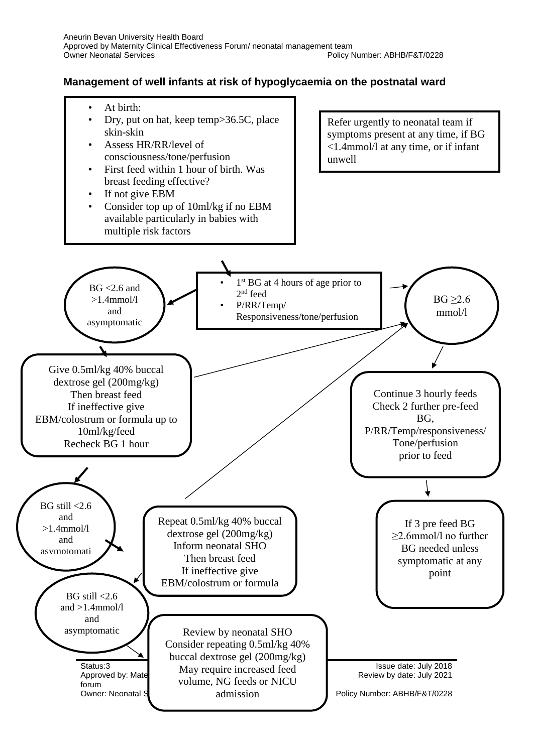## Management of well infants at risk of hypoglycaemia on the postnatal ward

- At birth:
- Dry, put on hat, keep temp>36.5C, place skin-skin
- Assess HR/RR/level of consciousness/tone/perfusion
- First feed within 1 hour of birth. Was breast feeding effective?
- If not give EBM
- Consider top up of 10ml/kg if no EBM available particularly in babies with multiple risk factors

Refer urgently to neonatal team if symptoms present at any time, if BG <1.4mmol/l at any time, or if infant unwell

- 1st BG at 4 hours of age prior to 2nd feed
- P/RR/Temp/ Responsiveness/tone/perfusion

BG <2.6 and >1.4mmol/l and asymptomatic

BG ≥2.6 mmol/l

Give 0.5ml/kg 40% buccal dextrose gel (200mg/kg)
Then breast feed
If ineffective give EBM/colostrum or formula up to 10ml/kg/feed
Recheck BG 1 hour

Continue 3 hourly feeds
Check 2 further pre-feed BG,
P/RR/Temp/responsiveness/ Tone/perfusion
prior to feed

BG still <2.6 and >1.4mmol/l and asymptomati

Repeat 0.5ml/kg 40% buccal dextrose gel (200mg/kg)
Inform neonatal SHO
Then breast feed
If ineffective give EBM/colostrum or formula

If 3 pre feed BG ≥2.6mmol/l no further BG needed unless symptomatic at any point

BG still <2.6 and >1.4mmol/l and asymptomatic

Review by neonatal SHO
Consider repeating 0.5ml/kg 40% buccal dextrose gel (200mg/kg)
May require increased feed volume, NG feeds or NICU admission